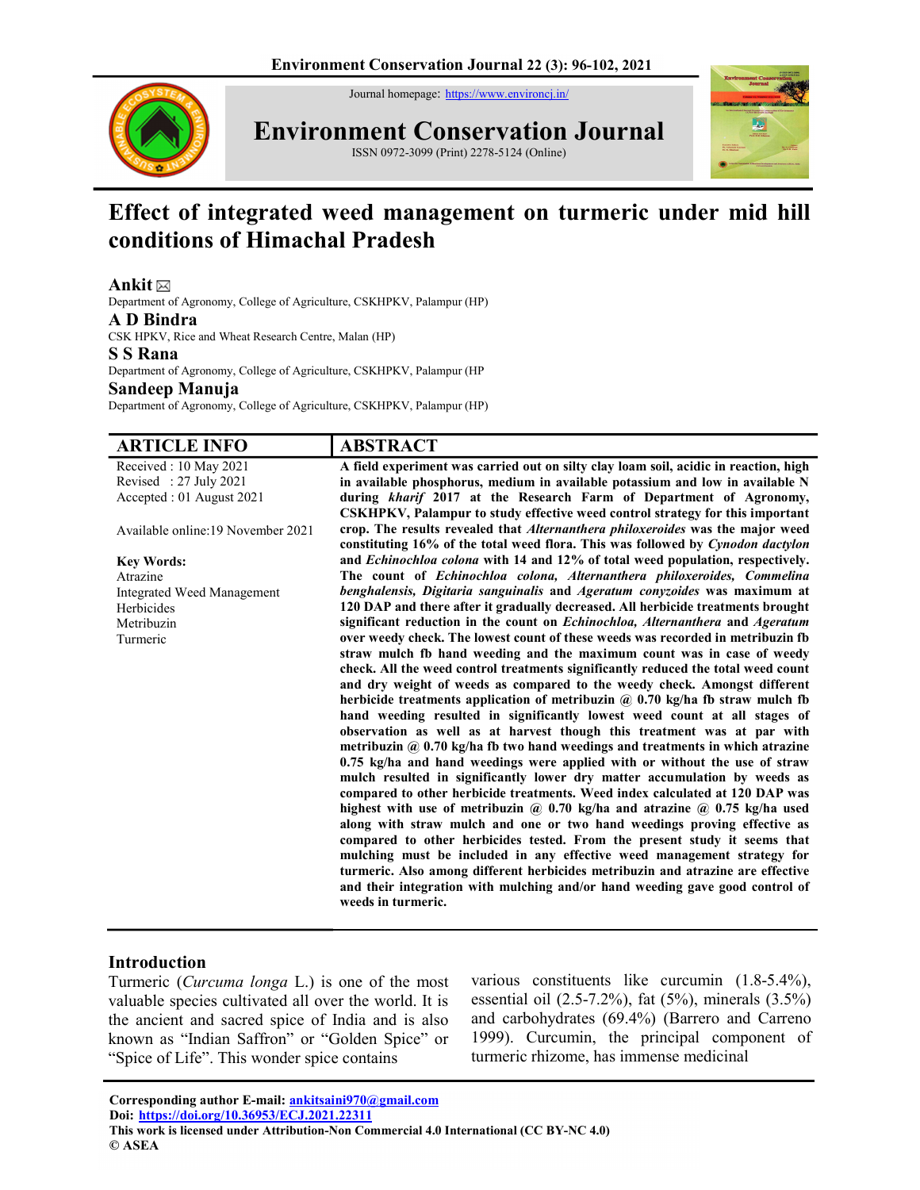# Effect of integrated weed management on turmeric under mid hill conditions of Himachal Pradesh

**Ankit** ✉
Department of Agronomy, College of Agriculture, CSKHPKV, Palampur (HP)

**A D Bindra**
CSK HPKV, Rice and Wheat Research Centre, Malan (HP)

**S S Rana**
Department of Agronomy, College of Agriculture, CSKHPKV, Palampur (HP

**Sandeep Manuja**
Department of Agronomy, College of Agriculture, CSKHPKV, Palampur (HP)

## ARTICLE INFO

Received : 10 May 2021
Revised : 27 July 2021
Accepted : 01 August 2021

Available online:19 November 2021

**Key Words:**
Atrazine
Integrated Weed Management
Herbicides
Metribuzin
Turmeric

## ABSTRACT

**A field experiment was carried out on silty clay loam soil, acidic in reaction, high in available phosphorus, medium in available potassium and low in available N during *kharif* 2017 at the Research Farm of Department of Agronomy, CSKHPKV, Palampur to study effective weed control strategy for this important crop. The results revealed that *Alternanthera philoxeroides* was the major weed constituting 16% of the total weed flora. This was followed by *Cynodon dactylon* and *Echinochloa colona* with 14 and 12% of total weed population, respectively. The count of *Echinochloa colona, Alternanthera philoxeroides, Commelina benghalensis, Digitaria sanguinalis* and *Ageratum conyzoides* was maximum at 120 DAP and there after it gradually decreased. All herbicide treatments brought significant reduction in the count on *Echinochloa, Alternanthera* and *Ageratum* over weedy check. The lowest count of these weeds was recorded in metribuzin fb straw mulch fb hand weeding and the maximum count was in case of weedy check. All the weed control treatments significantly reduced the total weed count and dry weight of weeds as compared to the weedy check. Amongst different herbicide treatments application of metribuzin @ 0.70 kg/ha fb straw mulch fb hand weeding resulted in significantly lowest weed count at all stages of observation as well as at harvest though this treatment was at par with metribuzin @ 0.70 kg/ha fb two hand weedings and treatments in which atrazine 0.75 kg/ha and hand weedings were applied with or without the use of straw mulch resulted in significantly lower dry matter accumulation by weeds as compared to other herbicide treatments. Weed index calculated at 120 DAP was highest with use of metribuzin @ 0.70 kg/ha and atrazine @ 0.75 kg/ha used along with straw mulch and one or two hand weedings proving effective as compared to other herbicides tested. From the present study it seems that mulching must be included in any effective weed management strategy for turmeric. Also among different herbicides metribuzin and atrazine are effective and their integration with mulching and/or hand weeding gave good control of weeds in turmeric.**

## Introduction

Turmeric (*Curcuma longa* L.) is one of the most valuable species cultivated all over the world. It is the ancient and sacred spice of India and is also known as "Indian Saffron" or "Golden Spice" or "Spice of Life". This wonder spice contains various constituents like curcumin (1.8-5.4%), essential oil (2.5-7.2%), fat (5%), minerals (3.5%) and carbohydrates (69.4%) (Barrero and Carreno 1999). Curcumin, the principal component of turmeric rhizome, has immense medicinal

**Corresponding author E-mail:** ankitsaini970@gmail.com
**Doi:** https://doi.org/10.36953/ECJ.2021.22311
**This work is licensed under Attribution-Non Commercial 4.0 International (CC BY-NC 4.0)**
**© ASEA**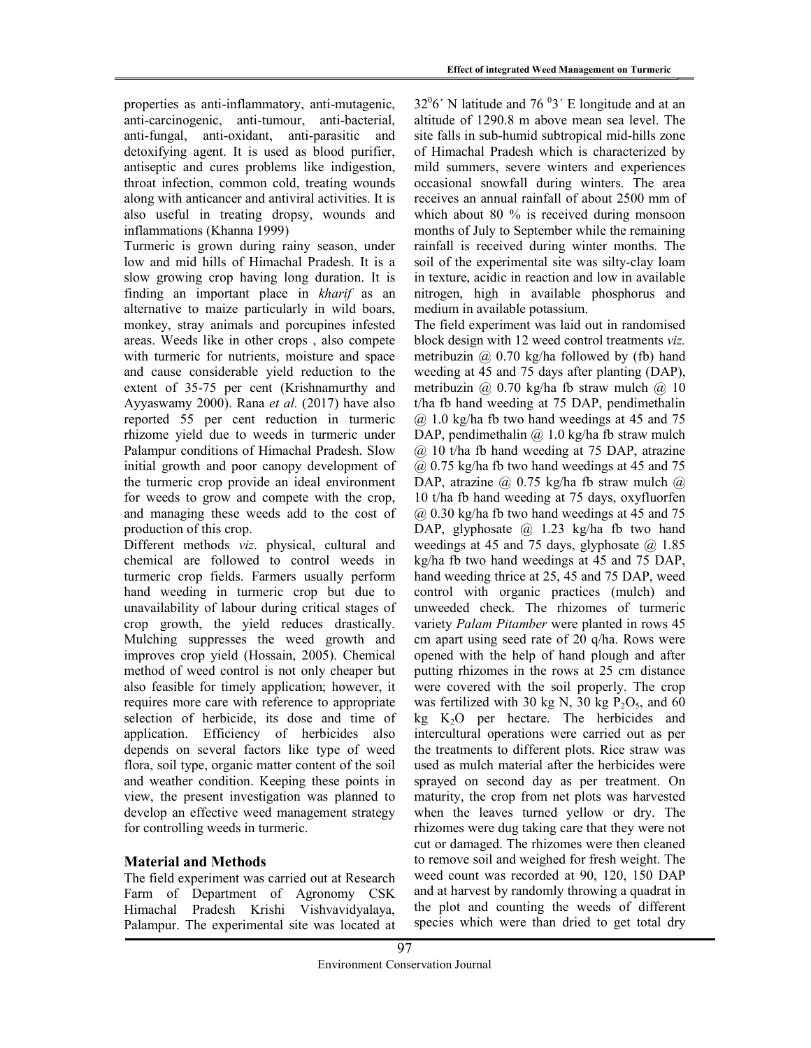properties as anti-inflammatory, anti-mutagenic, anti-carcinogenic, anti-tumour, anti-bacterial, anti-fungal, anti-oxidant, anti-parasitic and detoxifying agent. It is used as blood purifier, antiseptic and cures problems like indigestion, throat infection, common cold, treating wounds along with anticancer and antiviral activities. It is also useful in treating dropsy, wounds and inflammations (Khanna 1999)

Turmeric is grown during rainy season, under low and mid hills of Himachal Pradesh. It is a slow growing crop having long duration. It is finding an important place in *kharif* as an alternative to maize particularly in wild boars, monkey, stray animals and porcupines infested areas. Weeds like in other crops , also compete with turmeric for nutrients, moisture and space and cause considerable yield reduction to the extent of 35-75 per cent (Krishnamurthy and Ayyaswamy 2000). Rana *et al*. (2017) have also reported 55 per cent reduction in turmeric rhizome yield due to weeds in turmeric under Palampur conditions of Himachal Pradesh. Slow initial growth and poor canopy development of the turmeric crop provide an ideal environment for weeds to grow and compete with the crop, and managing these weeds add to the cost of production of this crop.

Different methods *viz*. physical, cultural and chemical are followed to control weeds in turmeric crop fields. Farmers usually perform hand weeding in turmeric crop but due to unavailability of labour during critical stages of crop growth, the yield reduces drastically. Mulching suppresses the weed growth and improves crop yield (Hossain, 2005). Chemical method of weed control is not only cheaper but also feasible for timely application; however, it requires more care with reference to appropriate selection of herbicide, its dose and time of application. Efficiency of herbicides also depends on several factors like type of weed flora, soil type, organic matter content of the soil and weather condition. Keeping these points in view, the present investigation was planned to develop an effective weed management strategy for controlling weeds in turmeric.

## Material and Methods

The field experiment was carried out at Research Farm of Department of Agronomy CSK Himachal Pradesh Krishi Vishvavidyalaya, Palampur. The experimental site was located at $32^0 6'$ N latitude and $76\ ^0 3'$ E longitude and at an altitude of 1290.8 m above mean sea level. The site falls in sub-humid subtropical mid-hills zone of Himachal Pradesh which is characterized by mild summers, severe winters and experiences occasional snowfall during winters. The area receives an annual rainfall of about 2500 mm of which about 80 % is received during monsoon months of July to September while the remaining rainfall is received during winter months. The soil of the experimental site was silty-clay loam in texture, acidic in reaction and low in available nitrogen, high in available phosphorus and medium in available potassium.

The field experiment was laid out in randomised block design with 12 weed control treatments *viz.* metribuzin @ 0.70 kg/ha followed by (fb) hand weeding at 45 and 75 days after planting (DAP), metribuzin @ 0.70 kg/ha fb straw mulch @ 10 t/ha fb hand weeding at 75 DAP, pendimethalin @ 1.0 kg/ha fb two hand weedings at 45 and 75 DAP, pendimethalin @ 1.0 kg/ha fb straw mulch @ 10 t/ha fb hand weeding at 75 DAP, atrazine @ 0.75 kg/ha fb two hand weedings at 45 and 75 DAP, atrazine @ 0.75 kg/ha fb straw mulch @ 10 t/ha fb hand weeding at 75 days, oxyfluorfen @ 0.30 kg/ha fb two hand weedings at 45 and 75 DAP, glyphosate @ 1.23 kg/ha fb two hand weedings at 45 and 75 days, glyphosate @ 1.85 kg/ha fb two hand weedings at 45 and 75 DAP, hand weeding thrice at 25, 45 and 75 DAP, weed control with organic practices (mulch) and unweeded check. The rhizomes of turmeric variety *Palam Pitamber* were planted in rows 45 cm apart using seed rate of 20 q/ha. Rows were opened with the help of hand plough and after putting rhizomes in the rows at 25 cm distance were covered with the soil properly. The crop was fertilized with 30 kg N, 30 kg $P_2O_5$, and 60 kg $K_2O$ per hectare. The herbicides and intercultural operations were carried out as per the treatments to different plots. Rice straw was used as mulch material after the herbicides were sprayed on second day as per treatment. On maturity, the crop from net plots was harvested when the leaves turned yellow or dry. The rhizomes were dug taking care that they were not cut or damaged. The rhizomes were then cleaned to remove soil and weighed for fresh weight. The weed count was recorded at 90, 120, 150 DAP and at harvest by randomly throwing a quadrat in the plot and counting the weeds of different species which were than dried to get total dry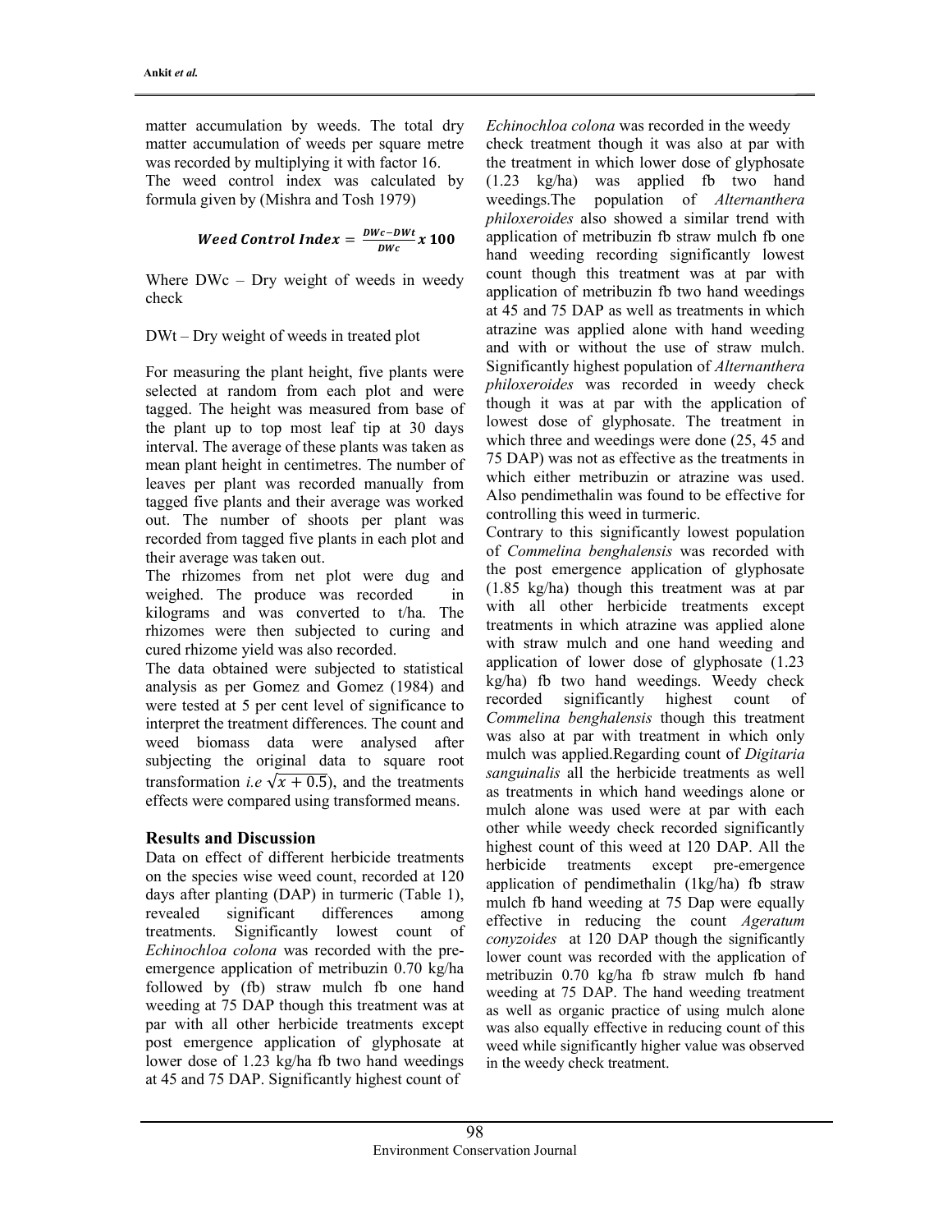matter accumulation by weeds. The total dry matter accumulation of weeds per square metre was recorded by multiplying it with factor 16.

The weed control index was calculated by formula given by (Mishra and Tosh 1979)

$$\textbf{Weed Control Index} = \frac{DWc - DWt}{DWc} \times 100$$

Where DWc – Dry weight of weeds in weedy check

DWt – Dry weight of weeds in treated plot

For measuring the plant height, five plants were selected at random from each plot and were tagged. The height was measured from base of the plant up to top most leaf tip at 30 days interval. The average of these plants was taken as mean plant height in centimetres. The number of leaves per plant was recorded manually from tagged five plants and their average was worked out. The number of shoots per plant was recorded from tagged five plants in each plot and their average was taken out.

The rhizomes from net plot were dug and weighed. The produce was recorded in kilograms and was converted to t/ha. The rhizomes were then subjected to curing and cured rhizome yield was also recorded.

The data obtained were subjected to statistical analysis as per Gomez and Gomez (1984) and were tested at 5 per cent level of significance to interpret the treatment differences. The count and weed biomass data were analysed after subjecting the original data to square root transformation *i.e* $\sqrt{x + 0.5}$), and the treatments effects were compared using transformed means.

## Results and Discussion

Data on effect of different herbicide treatments on the species wise weed count, recorded at 120 days after planting (DAP) in turmeric (Table 1), revealed significant differences among treatments. Significantly lowest count of *Echinochloa colona* was recorded with the pre-emergence application of metribuzin 0.70 kg/ha followed by (fb) straw mulch fb one hand weeding at 75 DAP though this treatment was at par with all other herbicide treatments except post emergence application of glyphosate at lower dose of 1.23 kg/ha fb two hand weedings at 45 and 75 DAP. Significantly highest count of *Echinochloa colona* was recorded in the weedy check treatment though it was also at par with the treatment in which lower dose of glyphosate (1.23 kg/ha) was applied fb two hand weedings.The population of *Alternanthera philoxeroides* also showed a similar trend with application of metribuzin fb straw mulch fb one hand weeding recording significantly lowest count though this treatment was at par with application of metribuzin fb two hand weedings at 45 and 75 DAP as well as treatments in which atrazine was applied alone with hand weeding and with or without the use of straw mulch. Significantly highest population of *Alternanthera philoxeroides* was recorded in weedy check though it was at par with the application of lowest dose of glyphosate. The treatment in which three and weedings were done (25, 45 and 75 DAP) was not as effective as the treatments in which either metribuzin or atrazine was used. Also pendimethalin was found to be effective for controlling this weed in turmeric.

Contrary to this significantly lowest population of *Commelina benghalensis* was recorded with the post emergence application of glyphosate (1.85 kg/ha) though this treatment was at par with all other herbicide treatments except treatments in which atrazine was applied alone with straw mulch and one hand weeding and application of lower dose of glyphosate (1.23 kg/ha) fb two hand weedings. Weedy check recorded significantly highest count of *Commelina benghalensis* though this treatment was also at par with treatment in which only mulch was applied.Regarding count of *Digitaria sanguinalis* all the herbicide treatments as well as treatments in which hand weedings alone or mulch alone was used were at par with each other while weedy check recorded significantly highest count of this weed at 120 DAP. All the herbicide treatments except pre-emergence application of pendimethalin (1kg/ha) fb straw mulch fb hand weeding at 75 Dap were equally effective in reducing the count *Ageratum conyzoides* at 120 DAP though the significantly lower count was recorded with the application of metribuzin 0.70 kg/ha fb straw mulch fb hand weeding at 75 DAP. The hand weeding treatment as well as organic practice of using mulch alone was also equally effective in reducing count of this weed while significantly higher value was observed in the weedy check treatment.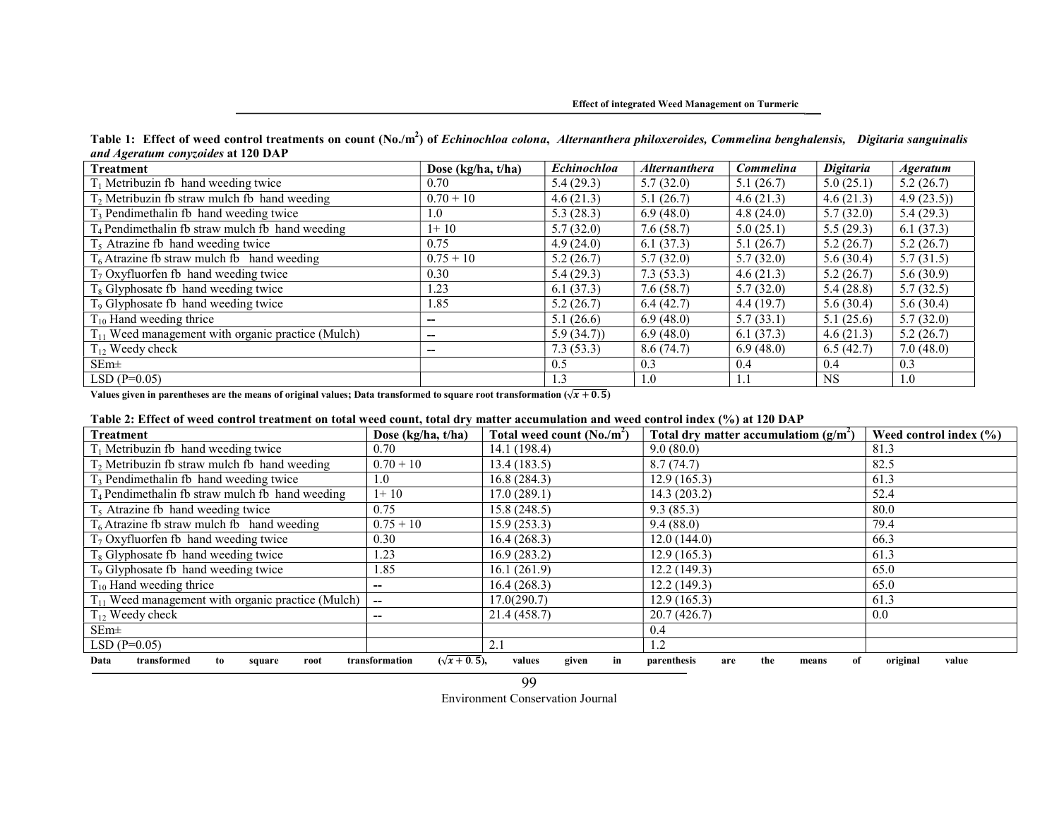**Table 1: Effect of weed control treatments on count (No./m$^2$) of *Echinochloa colona*, *Alternanthera philoxeroides, Commelina benghalensis, Digitaria sanguinalis and Ageratum conyzoides* at 120 DAP**

| Treatment | Dose (kg/ha, t/ha) | *Echinochloa* | *Alternanthera* | *Commelina* | *Digitaria* | *Ageratum* |
|---|---|---|---|---|---|---|
| $T_1$ Metribuzin fb hand weeding twice | 0.70 | 5.4 (29.3) | 5.7 (32.0) | 5.1 (26.7) | 5.0 (25.1) | 5.2 (26.7) |
| $T_2$ Metribuzin fb straw mulch fb hand weeding | 0.70 + 10 | 4.6 (21.3) | 5.1 (26.7) | 4.6 (21.3) | 4.6 (21.3) | 4.9 (23.5)) |
| $T_3$ Pendimethalin fb hand weeding twice | 1.0 | 5.3 (28.3) | 6.9 (48.0) | 4.8 (24.0) | 5.7 (32.0) | 5.4 (29.3) |
| $T_4$ Pendimethalin fb straw mulch fb hand weeding | 1+ 10 | 5.7 (32.0) | 7.6 (58.7) | 5.0 (25.1) | 5.5 (29.3) | 6.1 (37.3) |
| $T_5$ Atrazine fb hand weeding twice | 0.75 | 4.9 (24.0) | 6.1 (37.3) | 5.1 (26.7) | 5.2 (26.7) | 5.2 (26.7) |
| $T_6$ Atrazine fb straw mulch fb hand weeding | 0.75 + 10 | 5.2 (26.7) | 5.7 (32.0) | 5.7 (32.0) | 5.6 (30.4) | 5.7 (31.5) |
| $T_7$ Oxyfluorfen fb hand weeding twice | 0.30 | 5.4 (29.3) | 7.3 (53.3) | 4.6 (21.3) | 5.2 (26.7) | 5.6 (30.9) |
| $T_8$ Glyphosate fb hand weeding twice | 1.23 | 6.1 (37.3) | 7.6 (58.7) | 5.7 (32.0) | 5.4 (28.8) | 5.7 (32.5) |
| $T_9$ Glyphosate fb hand weeding twice | 1.85 | 5.2 (26.7) | 6.4 (42.7) | 4.4 (19.7) | 5.6 (30.4) | 5.6 (30.4) |
| $T_{10}$ Hand weeding thrice | -- | 5.1 (26.6) | 6.9 (48.0) | 5.7 (33.1) | 5.1 (25.6) | 5.7 (32.0) |
| $T_{11}$ Weed management with organic practice (Mulch) | -- | 5.9 (34.7)) | 6.9 (48.0) | 6.1 (37.3) | 4.6 (21.3) | 5.2 (26.7) |
| $T_{12}$ Weedy check | -- | 7.3 (53.3) | 8.6 (74.7) | 6.9 (48.0) | 6.5 (42.7) | 7.0 (48.0) |
| SEm± | | 0.5 | 0.3 | 0.4 | 0.4 | 0.3 |
| LSD (P=0.05) | | 1.3 | 1.0 | 1.1 | NS | 1.0 |

**Values given in parentheses are the means of original values; Data transformed to square root transformation ($\sqrt{x+0.5}$)**

**Table 2: Effect of weed control treatment on total weed count, total dry matter accumulation and weed control index (%) at 120 DAP**

| Treatment | Dose (kg/ha, t/ha) | Total weed count (No./m$^2$) | Total dry matter accumulatiom (g/m$^2$) | Weed control index (%) |
|---|---|---|---|---|
| $T_1$ Metribuzin fb hand weeding twice | 0.70 | 14.1 (198.4) | 9.0 (80.0) | 81.3 |
| $T_2$ Metribuzin fb straw mulch fb hand weeding | 0.70 + 10 | 13.4 (183.5) | 8.7 (74.7) | 82.5 |
| $T_3$ Pendimethalin fb hand weeding twice | 1.0 | 16.8 (284.3) | 12.9 (165.3) | 61.3 |
| $T_4$ Pendimethalin fb straw mulch fb hand weeding | 1+ 10 | 17.0 (289.1) | 14.3 (203.2) | 52.4 |
| $T_5$ Atrazine fb hand weeding twice | 0.75 | 15.8 (248.5) | 9.3 (85.3) | 80.0 |
| $T_6$ Atrazine fb straw mulch fb hand weeding | 0.75 + 10 | 15.9 (253.3) | 9.4 (88.0) | 79.4 |
| $T_7$ Oxyfluorfen fb hand weeding twice | 0.30 | 16.4 (268.3) | 12.0 (144.0) | 66.3 |
| $T_8$ Glyphosate fb hand weeding twice | 1.23 | 16.9 (283.2) | 12.9 (165.3) | 61.3 |
| $T_9$ Glyphosate fb hand weeding twice | 1.85 | 16.1 (261.9) | 12.2 (149.3) | 65.0 |
| $T_{10}$ Hand weeding thrice | -- | 16.4 (268.3) | 12.2 (149.3) | 65.0 |
| $T_{11}$ Weed management with organic practice (Mulch) | -- | 17.0(290.7) | 12.9 (165.3) | 61.3 |
| $T_{12}$ Weedy check | -- | 21.4 (458.7) | 20.7 (426.7) | 0.0 |
| SEm± | | | 0.4 | |
| LSD (P=0.05) | | 2.1 | 1.2 | |

**Data transformed to square root transformation ($\sqrt{x+0.5}$), values given in parenthesis are the means of original value**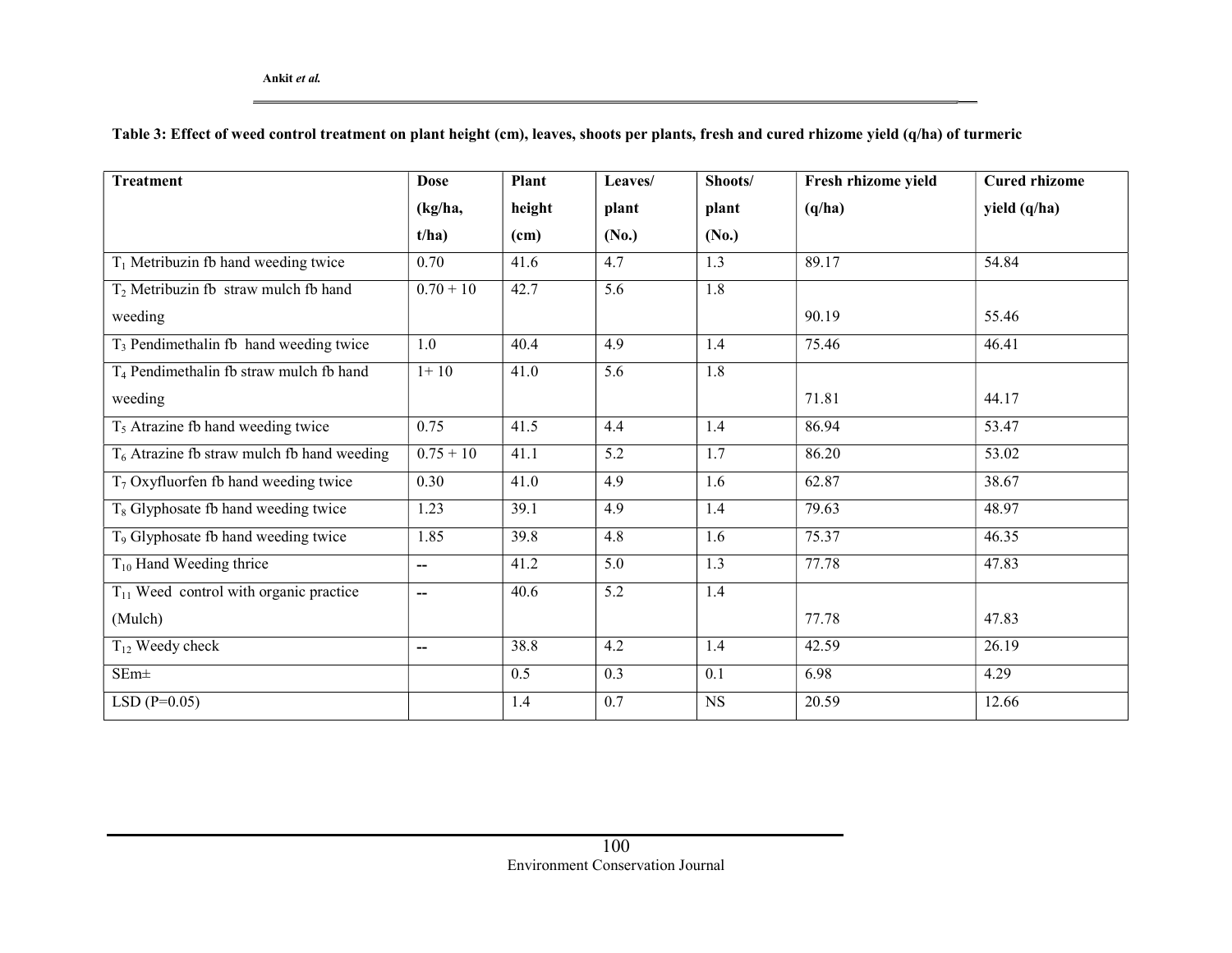**Table 3: Effect of weed control treatment on plant height (cm), leaves, shoots per plants, fresh and cured rhizome yield (q/ha) of turmeric**

| Treatment | Dose (kg/ha, t/ha) | Plant height (cm) | Leaves/ plant (No.) | Shoots/ plant (No.) | Fresh rhizome yield (q/ha) | Cured rhizome yield (q/ha) |
|---|---|---|---|---|---|---|
| $T_1$ Metribuzin fb hand weeding twice | 0.70 | 41.6 | 4.7 | 1.3 | 89.17 | 54.84 |
| $T_2$ Metribuzin fb straw mulch fb hand weeding | 0.70 + 10 | 42.7 | 5.6 | 1.8 | 90.19 | 55.46 |
| $T_3$ Pendimethalin fb hand weeding twice | 1.0 | 40.4 | 4.9 | 1.4 | 75.46 | 46.41 |
| $T_4$ Pendimethalin fb straw mulch fb hand weeding | 1+ 10 | 41.0 | 5.6 | 1.8 | 71.81 | 44.17 |
| $T_5$ Atrazine fb hand weeding twice | 0.75 | 41.5 | 4.4 | 1.4 | 86.94 | 53.47 |
| $T_6$ Atrazine fb straw mulch fb hand weeding | 0.75 + 10 | 41.1 | 5.2 | 1.7 | 86.20 | 53.02 |
| $T_7$ Oxyfluorfen fb hand weeding twice | 0.30 | 41.0 | 4.9 | 1.6 | 62.87 | 38.67 |
| $T_8$ Glyphosate fb hand weeding twice | 1.23 | 39.1 | 4.9 | 1.4 | 79.63 | 48.97 |
| $T_9$ Glyphosate fb hand weeding twice | 1.85 | 39.8 | 4.8 | 1.6 | 75.37 | 46.35 |
| $T_{10}$ Hand Weeding thrice | -- | 41.2 | 5.0 | 1.3 | 77.78 | 47.83 |
| $T_{11}$ Weed control with organic practice (Mulch) | -- | 40.6 | 5.2 | 1.4 | 77.78 | 47.83 |
| $T_{12}$ Weedy check | -- | 38.8 | 4.2 | 1.4 | 42.59 | 26.19 |
| SEm± | | 0.5 | 0.3 | 0.1 | 6.98 | 4.29 |
| LSD (P=0.05) | | 1.4 | 0.7 | NS | 20.59 | 12.66 |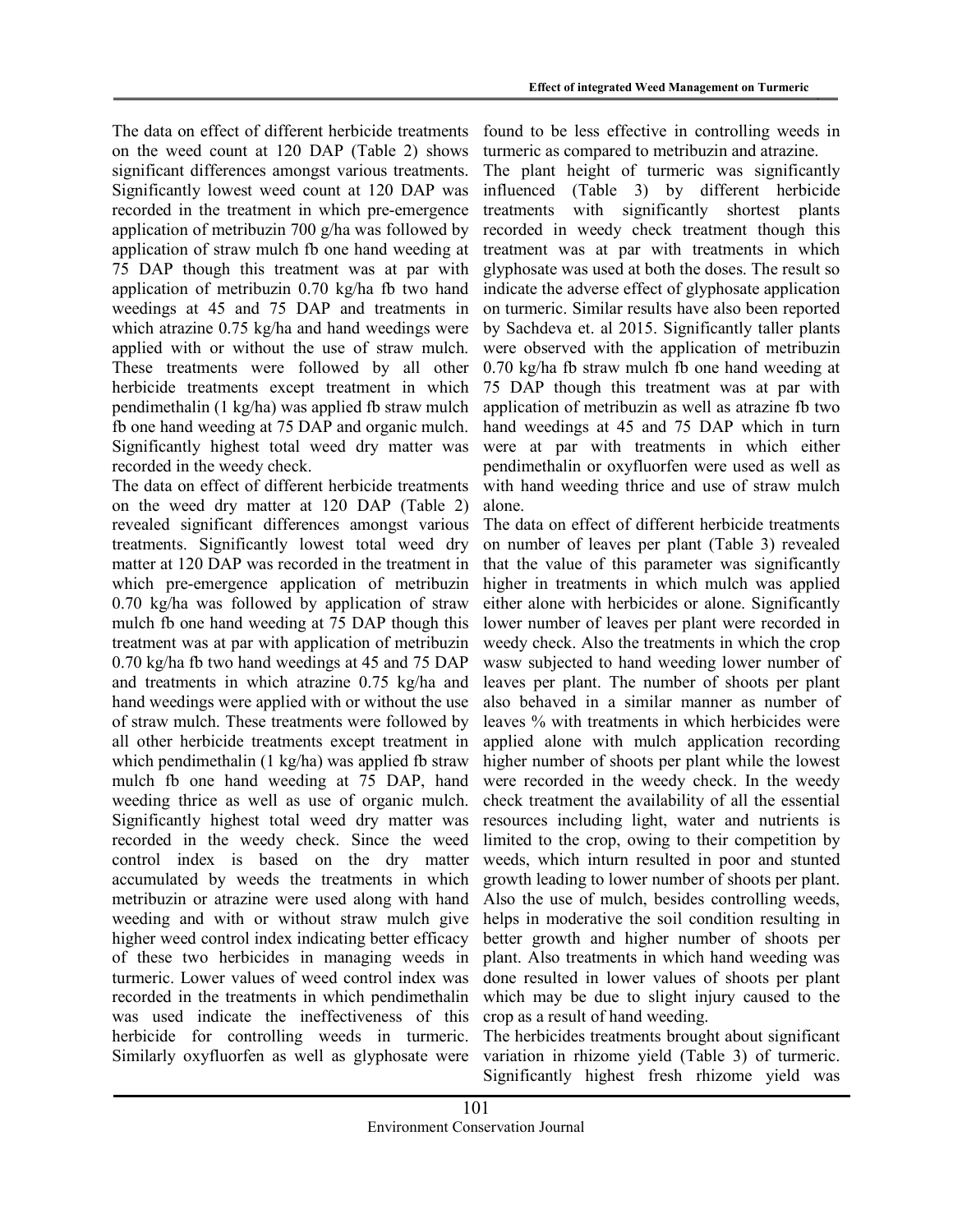The data on effect of different herbicide treatments on the weed count at 120 DAP (Table 2) shows significant differences amongst various treatments. Significantly lowest weed count at 120 DAP was recorded in the treatment in which pre-emergence application of metribuzin 700 g/ha was followed by application of straw mulch fb one hand weeding at 75 DAP though this treatment was at par with application of metribuzin 0.70 kg/ha fb two hand weedings at 45 and 75 DAP and treatments in which atrazine 0.75 kg/ha and hand weedings were applied with or without the use of straw mulch. These treatments were followed by all other herbicide treatments except treatment in which pendimethalin (1 kg/ha) was applied fb straw mulch fb one hand weeding at 75 DAP and organic mulch. Significantly highest total weed dry matter was recorded in the weedy check.

The data on effect of different herbicide treatments on the weed dry matter at 120 DAP (Table 2) revealed significant differences amongst various treatments. Significantly lowest total weed dry matter at 120 DAP was recorded in the treatment in which pre-emergence application of metribuzin 0.70 kg/ha was followed by application of straw mulch fb one hand weeding at 75 DAP though this treatment was at par with application of metribuzin 0.70 kg/ha fb two hand weedings at 45 and 75 DAP and treatments in which atrazine 0.75 kg/ha and hand weedings were applied with or without the use of straw mulch. These treatments were followed by all other herbicide treatments except treatment in which pendimethalin (1 kg/ha) was applied fb straw mulch fb one hand weeding at 75 DAP, hand weeding thrice as well as use of organic mulch. Significantly highest total weed dry matter was recorded in the weedy check. Since the weed control index is based on the dry matter accumulated by weeds the treatments in which metribuzin or atrazine were used along with hand weeding and with or without straw mulch give higher weed control index indicating better efficacy of these two herbicides in managing weeds in turmeric. Lower values of weed control index was recorded in the treatments in which pendimethalin was used indicate the ineffectiveness of this herbicide for controlling weeds in turmeric. Similarly oxyfluorfen as well as glyphosate were found to be less effective in controlling weeds in turmeric as compared to metribuzin and atrazine.

The plant height of turmeric was significantly influenced (Table 3) by different herbicide treatments with significantly shortest plants recorded in weedy check treatment though this treatment was at par with treatments in which glyphosate was used at both the doses. The result so indicate the adverse effect of glyphosate application on turmeric. Similar results have also been reported by Sachdeva et. al 2015. Significantly taller plants were observed with the application of metribuzin 0.70 kg/ha fb straw mulch fb one hand weeding at 75 DAP though this treatment was at par with application of metribuzin as well as atrazine fb two hand weedings at 45 and 75 DAP which in turn were at par with treatments in which either pendimethalin or oxyfluorfen were used as well as with hand weeding thrice and use of straw mulch alone.

The data on effect of different herbicide treatments on number of leaves per plant (Table 3) revealed that the value of this parameter was significantly higher in treatments in which mulch was applied either alone with herbicides or alone. Significantly lower number of leaves per plant were recorded in weedy check. Also the treatments in which the crop wasw subjected to hand weeding lower number of leaves per plant. The number of shoots per plant also behaved in a similar manner as number of leaves % with treatments in which herbicides were applied alone with mulch application recording higher number of shoots per plant while the lowest were recorded in the weedy check. In the weedy check treatment the availability of all the essential resources including light, water and nutrients is limited to the crop, owing to their competition by weeds, which inturn resulted in poor and stunted growth leading to lower number of shoots per plant. Also the use of mulch, besides controlling weeds, helps in moderative the soil condition resulting in better growth and higher number of shoots per plant. Also treatments in which hand weeding was done resulted in lower values of shoots per plant which may be due to slight injury caused to the crop as a result of hand weeding.

The herbicides treatments brought about significant variation in rhizome yield (Table 3) of turmeric. Significantly highest fresh rhizome yield was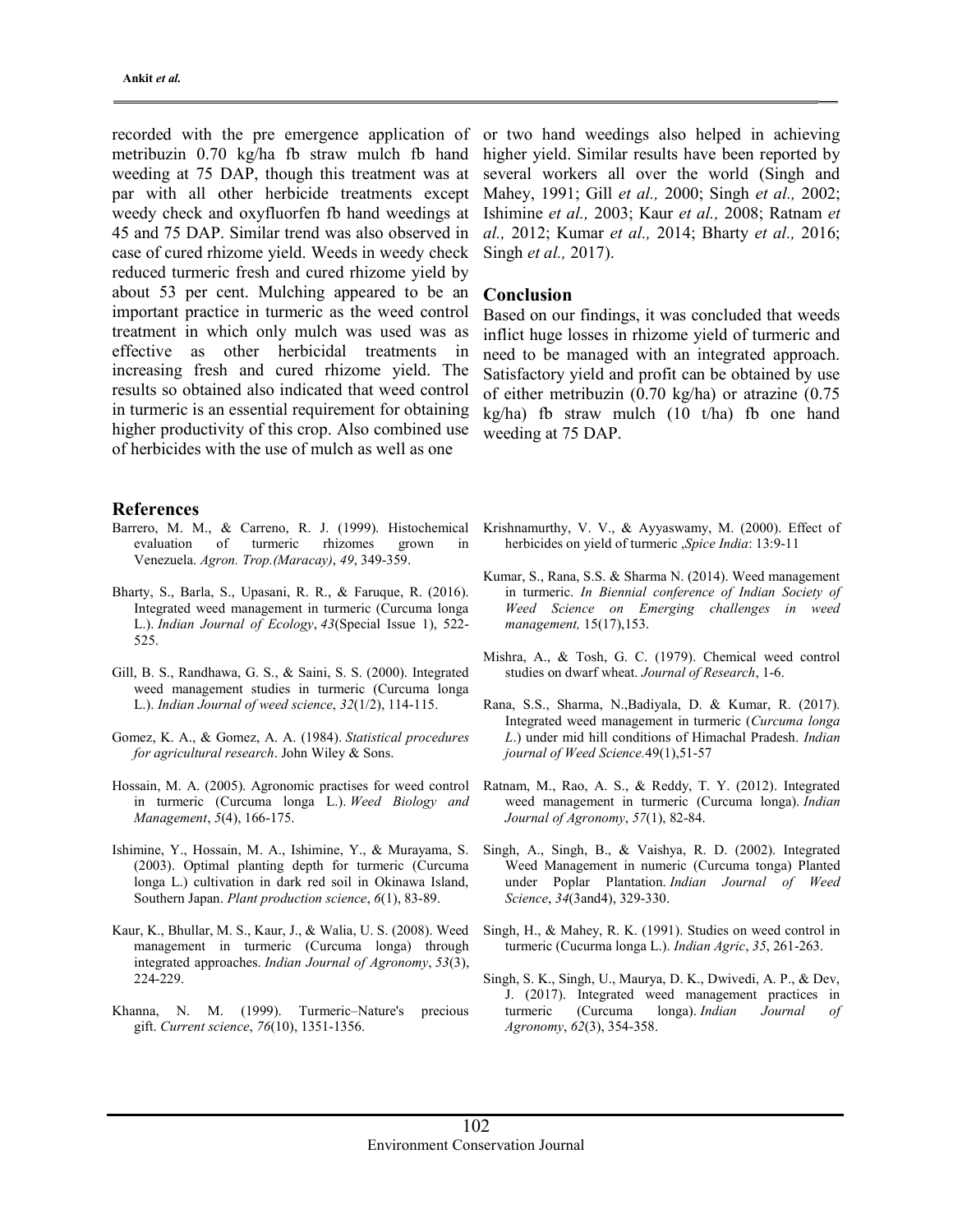recorded with the pre emergence application of metribuzin 0.70 kg/ha fb straw mulch fb hand weeding at 75 DAP, though this treatment was at par with all other herbicide treatments except weedy check and oxyfluorfen fb hand weedings at 45 and 75 DAP. Similar trend was also observed in case of cured rhizome yield. Weeds in weedy check reduced turmeric fresh and cured rhizome yield by about 53 per cent. Mulching appeared to be an important practice in turmeric as the weed control treatment in which only mulch was used was as effective as other herbicidal treatments in increasing fresh and cured rhizome yield. The results so obtained also indicated that weed control in turmeric is an essential requirement for obtaining higher productivity of this crop. Also combined use of herbicides with the use of mulch as well as one or two hand weedings also helped in achieving higher yield. Similar results have been reported by several workers all over the world (Singh and Mahey, 1991; Gill *et al.,* 2000; Singh *et al.,* 2002; Ishimine *et al.,* 2003; Kaur *et al.,* 2008; Ratnam *et al.,* 2012; Kumar *et al.,* 2014; Bharty *et al.,* 2016; Singh *et al.,* 2017).

## Conclusion

Based on our findings, it was concluded that weeds inflict huge losses in rhizome yield of turmeric and need to be managed with an integrated approach. Satisfactory yield and profit can be obtained by use of either metribuzin (0.70 kg/ha) or atrazine (0.75 kg/ha) fb straw mulch (10 t/ha) fb one hand weeding at 75 DAP.

## References

Barrero, M. M., & Carreno, R. J. (1999). Histochemical evaluation of turmeric rhizomes grown in Venezuela. *Agron. Trop.(Maracay)*, *49*, 349-359.

Bharty, S., Barla, S., Upasani, R. R., & Faruque, R. (2016). Integrated weed management in turmeric (Curcuma longa L.). *Indian Journal of Ecology*, *43*(Special Issue 1), 522-525.

Gill, B. S., Randhawa, G. S., & Saini, S. S. (2000). Integrated weed management studies in turmeric (Curcuma longa L.). *Indian Journal of weed science*, *32*(1/2), 114-115.

Gomez, K. A., & Gomez, A. A. (1984). *Statistical procedures for agricultural research*. John Wiley & Sons.

Hossain, M. A. (2005). Agronomic practises for weed control in turmeric (Curcuma longa L.). *Weed Biology and Management*, *5*(4), 166-175.

Ishimine, Y., Hossain, M. A., Ishimine, Y., & Murayama, S. (2003). Optimal planting depth for turmeric (Curcuma longa L.) cultivation in dark red soil in Okinawa Island, Southern Japan. *Plant production science*, *6*(1), 83-89.

Kaur, K., Bhullar, M. S., Kaur, J., & Walia, U. S. (2008). Weed management in turmeric (Curcuma longa) through integrated approaches. *Indian Journal of Agronomy*, *53*(3), 224-229.

Khanna, N. M. (1999). Turmeric–Nature's precious gift. *Current science*, *76*(10), 1351-1356.

Krishnamurthy, V. V., & Ayyaswamy, M. (2000). Effect of herbicides on yield of turmeric ,*Spice India*: 13:9-11

Kumar, S., Rana, S.S. & Sharma N. (2014). Weed management in turmeric. *In Biennial conference of Indian Society of Weed Science on Emerging challenges in weed management,* 15(17),153.

Mishra, A., & Tosh, G. C. (1979). Chemical weed control studies on dwarf wheat. *Journal of Research*, 1-6.

Rana, S.S., Sharma, N.,Badiyala, D. & Kumar, R. (2017). Integrated weed management in turmeric (*Curcuma longa L*.) under mid hill conditions of Himachal Pradesh. *Indian journal of Weed Science.*49(1),51-57

Ratnam, M., Rao, A. S., & Reddy, T. Y. (2012). Integrated weed management in turmeric (Curcuma longa). *Indian Journal of Agronomy*, *57*(1), 82-84.

Singh, A., Singh, B., & Vaishya, R. D. (2002). Integrated Weed Management in numeric (Curcuma tonga) Planted under Poplar Plantation. *Indian Journal of Weed Science*, *34*(3and4), 329-330.

Singh, H., & Mahey, R. K. (1991). Studies on weed control in turmeric (Cucurma longa L.). *Indian Agric*, *35*, 261-263.

Singh, S. K., Singh, U., Maurya, D. K., Dwivedi, A. P., & Dev, J. (2017). Integrated weed management practices in turmeric (Curcuma longa). *Indian Journal of Agronomy*, *62*(3), 354-358.